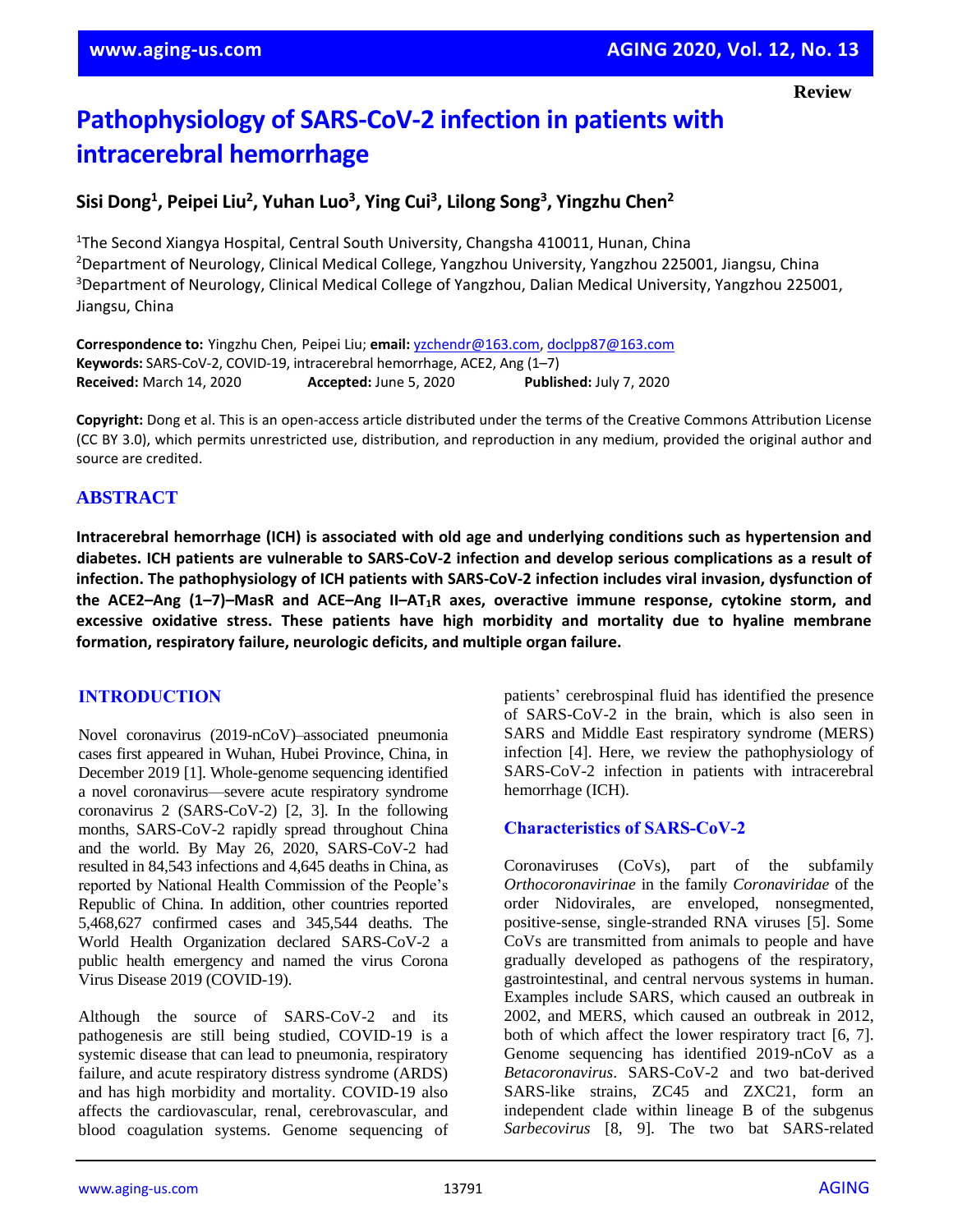Review

# Pathophysiology of SARS-CoV-2 infection in patients with intracerebral hemorrhage

**Sisi Dong[1], Peipei Liu[2], Yuhan Luo[3], Ying Cui[3], Lilong Song[3], Yingzhu Chen[2]**

[1]The Second Xiangya Hospital, Central South University, Changsha 410011, Hunan, China
[2]Department of Neurology, Clinical Medical College, Yangzhou University, Yangzhou 225001, Jiangsu, China
[3]Department of Neurology, Clinical Medical College of Yangzhou, Dalian Medical University, Yangzhou 225001, Jiangsu, China

**Correspondence to:** Yingzhu Chen, Peipei Liu; **email:** yzchendr@163.com, doclpp87@163.com
**Keywords:** SARS-CoV-2, COVID-19, intracerebral hemorrhage, ACE2, Ang (1–7)
**Received:** March 14, 2020 **Accepted:** June 5, 2020 **Published:** July 7, 2020

**Copyright:** Dong et al. This is an open-access article distributed under the terms of the Creative Commons Attribution License (CC BY 3.0), which permits unrestricted use, distribution, and reproduction in any medium, provided the original author and source are credited.

## ABSTRACT

**Intracerebral hemorrhage (ICH) is associated with old age and underlying conditions such as hypertension and diabetes. ICH patients are vulnerable to SARS-CoV-2 infection and develop serious complications as a result of infection. The pathophysiology of ICH patients with SARS-CoV-2 infection includes viral invasion, dysfunction of the ACE2–Ang (1–7)–MasR and ACE–Ang II–$AT_1$R axes, overactive immune response, cytokine storm, and excessive oxidative stress. These patients have high morbidity and mortality due to hyaline membrane formation, respiratory failure, neurologic deficits, and multiple organ failure.**

## INTRODUCTION

Novel coronavirus (2019-nCoV)–associated pneumonia cases first appeared in Wuhan, Hubei Province, China, in December 2019 [1]. Whole-genome sequencing identified a novel coronavirus—severe acute respiratory syndrome coronavirus 2 (SARS-CoV-2) [2, 3]. In the following months, SARS-CoV-2 rapidly spread throughout China and the world. By May 26, 2020, SARS-CoV-2 had resulted in 84,543 infections and 4,645 deaths in China, as reported by National Health Commission of the People's Republic of China. In addition, other countries reported 5,468,627 confirmed cases and 345,544 deaths. The World Health Organization declared SARS-CoV-2 a public health emergency and named the virus Corona Virus Disease 2019 (COVID-19).

Although the source of SARS-CoV-2 and its pathogenesis are still being studied, COVID-19 is a systemic disease that can lead to pneumonia, respiratory failure, and acute respiratory distress syndrome (ARDS) and has high morbidity and mortality. COVID-19 also affects the cardiovascular, renal, cerebrovascular, and blood coagulation systems. Genome sequencing of patients' cerebrospinal fluid has identified the presence of SARS-CoV-2 in the brain, which is also seen in SARS and Middle East respiratory syndrome (MERS) infection [4]. Here, we review the pathophysiology of SARS-CoV-2 infection in patients with intracerebral hemorrhage (ICH).

### Characteristics of SARS-CoV-2

Coronaviruses (CoVs), part of the subfamily *Orthocoronavirinae* in the family *Coronaviridae* of the order Nidovirales, are enveloped, nonsegmented, positive-sense, single-stranded RNA viruses [5]. Some CoVs are transmitted from animals to people and have gradually developed as pathogens of the respiratory, gastrointestinal, and central nervous systems in human. Examples include SARS, which caused an outbreak in 2002, and MERS, which caused an outbreak in 2012, both of which affect the lower respiratory tract [6, 7]. Genome sequencing has identified 2019-nCoV as a *Betacoronavirus*. SARS-CoV-2 and two bat-derived SARS-like strains, ZC45 and ZXC21, form an independent clade within lineage B of the subgenus *Sarbecovirus* [8, 9]. The two bat SARS-related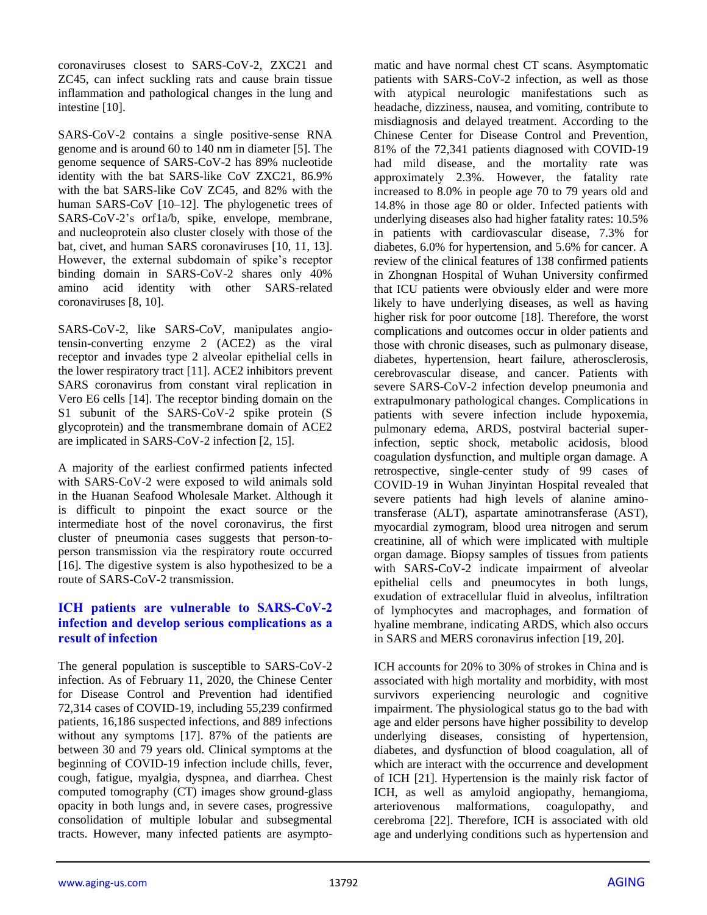coronaviruses closest to SARS-CoV-2, ZXC21 and ZC45, can infect suckling rats and cause brain tissue inflammation and pathological changes in the lung and intestine [10].

SARS-CoV-2 contains a single positive-sense RNA genome and is around 60 to 140 nm in diameter [5]. The genome sequence of SARS-CoV-2 has 89% nucleotide identity with the bat SARS-like CoV ZXC21, 86.9% with the bat SARS-like CoV ZC45, and 82% with the human SARS-CoV [10–12]. The phylogenetic trees of SARS-CoV-2's orf1a/b, spike, envelope, membrane, and nucleoprotein also cluster closely with those of the bat, civet, and human SARS coronaviruses [10, 11, 13]. However, the external subdomain of spike's receptor binding domain in SARS-CoV-2 shares only 40% amino acid identity with other SARS-related coronaviruses [8, 10].

SARS-CoV-2, like SARS-CoV, manipulates angiotensin-converting enzyme 2 (ACE2) as the viral receptor and invades type 2 alveolar epithelial cells in the lower respiratory tract [11]. ACE2 inhibitors prevent SARS coronavirus from constant viral replication in Vero E6 cells [14]. The receptor binding domain on the S1 subunit of the SARS-CoV-2 spike protein (S glycoprotein) and the transmembrane domain of ACE2 are implicated in SARS-CoV-2 infection [2, 15].

A majority of the earliest confirmed patients infected with SARS-CoV-2 were exposed to wild animals sold in the Huanan Seafood Wholesale Market. Although it is difficult to pinpoint the exact source or the intermediate host of the novel coronavirus, the first cluster of pneumonia cases suggests that person-to-person transmission via the respiratory route occurred [16]. The digestive system is also hypothesized to be a route of SARS-CoV-2 transmission.

## ICH patients are vulnerable to SARS-CoV-2 infection and develop serious complications as a result of infection

The general population is susceptible to SARS-CoV-2 infection. As of February 11, 2020, the Chinese Center for Disease Control and Prevention had identified 72,314 cases of COVID-19, including 55,239 confirmed patients, 16,186 suspected infections, and 889 infections without any symptoms [17]. 87% of the patients are between 30 and 79 years old. Clinical symptoms at the beginning of COVID-19 infection include chills, fever, cough, fatigue, myalgia, dyspnea, and diarrhea. Chest computed tomography (CT) images show ground-glass opacity in both lungs and, in severe cases, progressive consolidation of multiple lobular and subsegmental tracts. However, many infected patients are asymptomatic and have normal chest CT scans. Asymptomatic patients with SARS-CoV-2 infection, as well as those with atypical neurologic manifestations such as headache, dizziness, nausea, and vomiting, contribute to misdiagnosis and delayed treatment. According to the Chinese Center for Disease Control and Prevention, 81% of the 72,341 patients diagnosed with COVID-19 had mild disease, and the mortality rate was approximately 2.3%. However, the fatality rate increased to 8.0% in people age 70 to 79 years old and 14.8% in those age 80 or older. Infected patients with underlying diseases also had higher fatality rates: 10.5% in patients with cardiovascular disease, 7.3% for diabetes, 6.0% for hypertension, and 5.6% for cancer. A review of the clinical features of 138 confirmed patients in Zhongnan Hospital of Wuhan University confirmed that ICU patients were obviously elder and were more likely to have underlying diseases, as well as having higher risk for poor outcome [18]. Therefore, the worst complications and outcomes occur in older patients and those with chronic diseases, such as pulmonary disease, diabetes, hypertension, heart failure, atherosclerosis, cerebrovascular disease, and cancer. Patients with severe SARS-CoV-2 infection develop pneumonia and extrapulmonary pathological changes. Complications in patients with severe infection include hypoxemia, pulmonary edema, ARDS, postviral bacterial superinfection, septic shock, metabolic acidosis, blood coagulation dysfunction, and multiple organ damage. A retrospective, single-center study of 99 cases of COVID-19 in Wuhan Jinyintan Hospital revealed that severe patients had high levels of alanine aminotransferase (ALT), aspartate aminotransferase (AST), myocardial zymogram, blood urea nitrogen and serum creatinine, all of which were implicated with multiple organ damage. Biopsy samples of tissues from patients with SARS-CoV-2 indicate impairment of alveolar epithelial cells and pneumocytes in both lungs, exudation of extracellular fluid in alveolus, infiltration of lymphocytes and macrophages, and formation of hyaline membrane, indicating ARDS, which also occurs in SARS and MERS coronavirus infection [19, 20].

ICH accounts for 20% to 30% of strokes in China and is associated with high mortality and morbidity, with most survivors experiencing neurologic and cognitive impairment. The physiological status go to the bad with age and elder persons have higher possibility to develop underlying diseases, consisting of hypertension, diabetes, and dysfunction of blood coagulation, all of which are interact with the occurrence and development of ICH [21]. Hypertension is the mainly risk factor of ICH, as well as amyloid angiopathy, hemangioma, arteriovenous malformations, coagulopathy, and cerebroma [22]. Therefore, ICH is associated with old age and underlying conditions such as hypertension and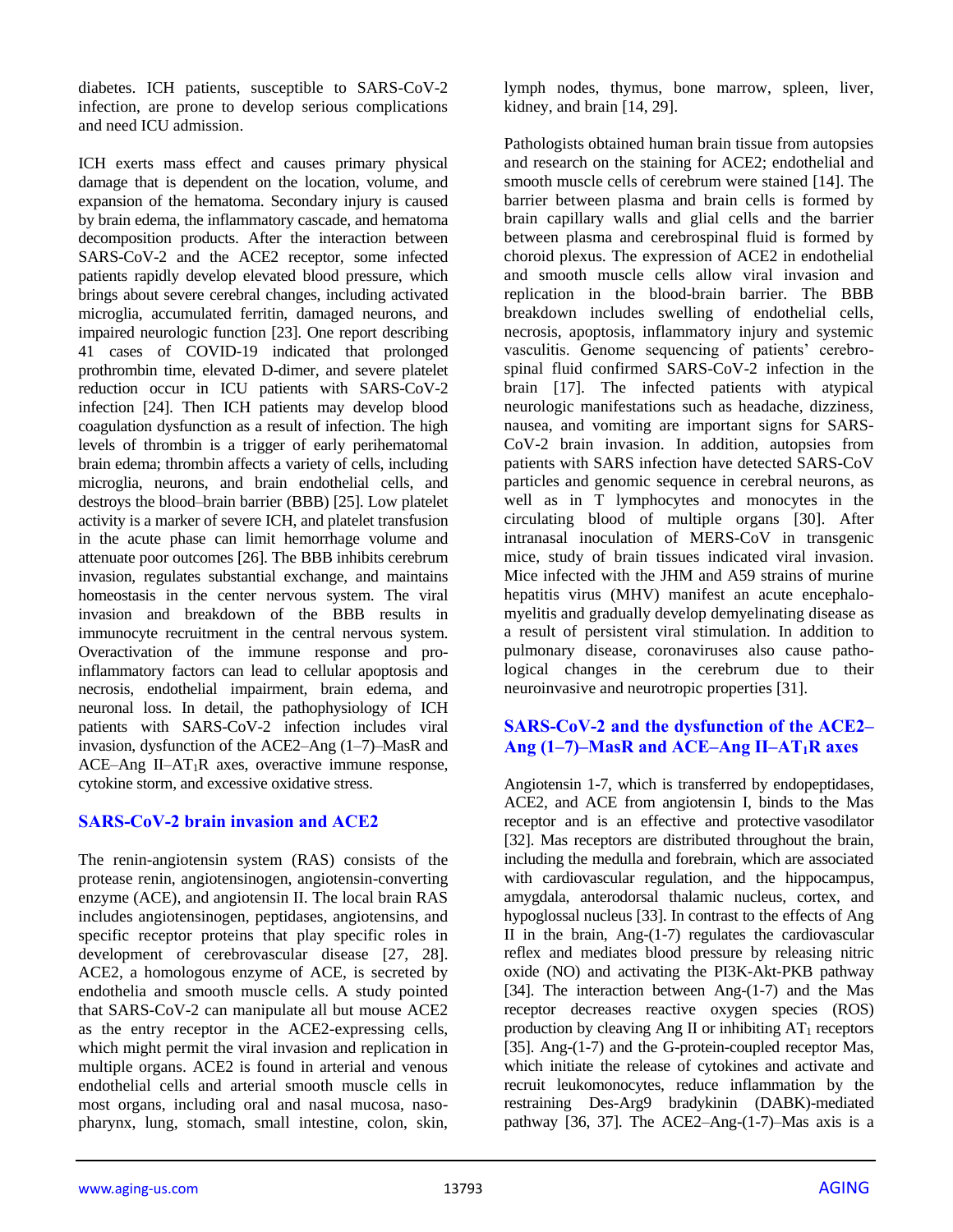diabetes. ICH patients, susceptible to SARS-CoV-2 infection, are prone to develop serious complications and need ICU admission.

ICH exerts mass effect and causes primary physical damage that is dependent on the location, volume, and expansion of the hematoma. Secondary injury is caused by brain edema, the inflammatory cascade, and hematoma decomposition products. After the interaction between SARS-CoV-2 and the ACE2 receptor, some infected patients rapidly develop elevated blood pressure, which brings about severe cerebral changes, including activated microglia, accumulated ferritin, damaged neurons, and impaired neurologic function [23]. One report describing 41 cases of COVID-19 indicated that prolonged prothrombin time, elevated D-dimer, and severe platelet reduction occur in ICU patients with SARS-CoV-2 infection [24]. Then ICH patients may develop blood coagulation dysfunction as a result of infection. The high levels of thrombin is a trigger of early perihematomal brain edema; thrombin affects a variety of cells, including microglia, neurons, and brain endothelial cells, and destroys the blood–brain barrier (BBB) [25]. Low platelet activity is a marker of severe ICH, and platelet transfusion in the acute phase can limit hemorrhage volume and attenuate poor outcomes [26]. The BBB inhibits cerebrum invasion, regulates substantial exchange, and maintains homeostasis in the center nervous system. The viral invasion and breakdown of the BBB results in immunocyte recruitment in the central nervous system. Overactivation of the immune response and pro-inflammatory factors can lead to cellular apoptosis and necrosis, endothelial impairment, brain edema, and neuronal loss. In detail, the pathophysiology of ICH patients with SARS-CoV-2 infection includes viral invasion, dysfunction of the ACE2–Ang (1–7)–MasR and ACE–Ang II–$AT_1R$ axes, overactive immune response, cytokine storm, and excessive oxidative stress.

## SARS-CoV-2 brain invasion and ACE2

The renin-angiotensin system (RAS) consists of the protease renin, angiotensinogen, angiotensin-converting enzyme (ACE), and angiotensin II. The local brain RAS includes angiotensinogen, peptidases, angiotensins, and specific receptor proteins that play specific roles in development of cerebrovascular disease [27, 28]. ACE2, a homologous enzyme of ACE, is secreted by endothelia and smooth muscle cells. A study pointed that SARS-CoV-2 can manipulate all but mouse ACE2 as the entry receptor in the ACE2-expressing cells, which might permit the viral invasion and replication in multiple organs. ACE2 is found in arterial and venous endothelial cells and arterial smooth muscle cells in most organs, including oral and nasal mucosa, nasopharynx, lung, stomach, small intestine, colon, skin, lymph nodes, thymus, bone marrow, spleen, liver, kidney, and brain [14, 29].

Pathologists obtained human brain tissue from autopsies and research on the staining for ACE2; endothelial and smooth muscle cells of cerebrum were stained [14]. The barrier between plasma and brain cells is formed by brain capillary walls and glial cells and the barrier between plasma and cerebrospinal fluid is formed by choroid plexus. The expression of ACE2 in endothelial and smooth muscle cells allow viral invasion and replication in the blood-brain barrier. The BBB breakdown includes swelling of endothelial cells, necrosis, apoptosis, inflammatory injury and systemic vasculitis. Genome sequencing of patients' cerebrospinal fluid confirmed SARS-CoV-2 infection in the brain [17]. The infected patients with atypical neurologic manifestations such as headache, dizziness, nausea, and vomiting are important signs for SARS-CoV-2 brain invasion. In addition, autopsies from patients with SARS infection have detected SARS-CoV particles and genomic sequence in cerebral neurons, as well as in T lymphocytes and monocytes in the circulating blood of multiple organs [30]. After intranasal inoculation of MERS-CoV in transgenic mice, study of brain tissues indicated viral invasion. Mice infected with the JHM and A59 strains of murine hepatitis virus (MHV) manifest an acute encephalomyelitis and gradually develop demyelinating disease as a result of persistent viral stimulation. In addition to pulmonary disease, coronaviruses also cause pathological changes in the cerebrum due to their neuroinvasive and neurotropic properties [31].

## SARS-CoV-2 and the dysfunction of the ACE2–Ang (1–7)–MasR and ACE–Ang II–$AT_1R$ axes

Angiotensin 1-7, which is transferred by endopeptidases, ACE2, and ACE from angiotensin I, binds to the Mas receptor and is an effective and protective vasodilator [32]. Mas receptors are distributed throughout the brain, including the medulla and forebrain, which are associated with cardiovascular regulation, and the hippocampus, amygdala, anterodorsal thalamic nucleus, cortex, and hypoglossal nucleus [33]. In contrast to the effects of Ang II in the brain, Ang-(1-7) regulates the cardiovascular reflex and mediates blood pressure by releasing nitric oxide (NO) and activating the PI3K-Akt-PKB pathway [34]. The interaction between Ang-(1-7) and the Mas receptor decreases reactive oxygen species (ROS) production by cleaving Ang II or inhibiting $AT_1$ receptors [35]. Ang-(1-7) and the G-protein-coupled receptor Mas, which initiate the release of cytokines and activate and recruit leukomonocytes, reduce inflammation by the restraining Des-Arg9 bradykinin (DABK)-mediated pathway [36, 37]. The ACE2–Ang-(1-7)–Mas axis is a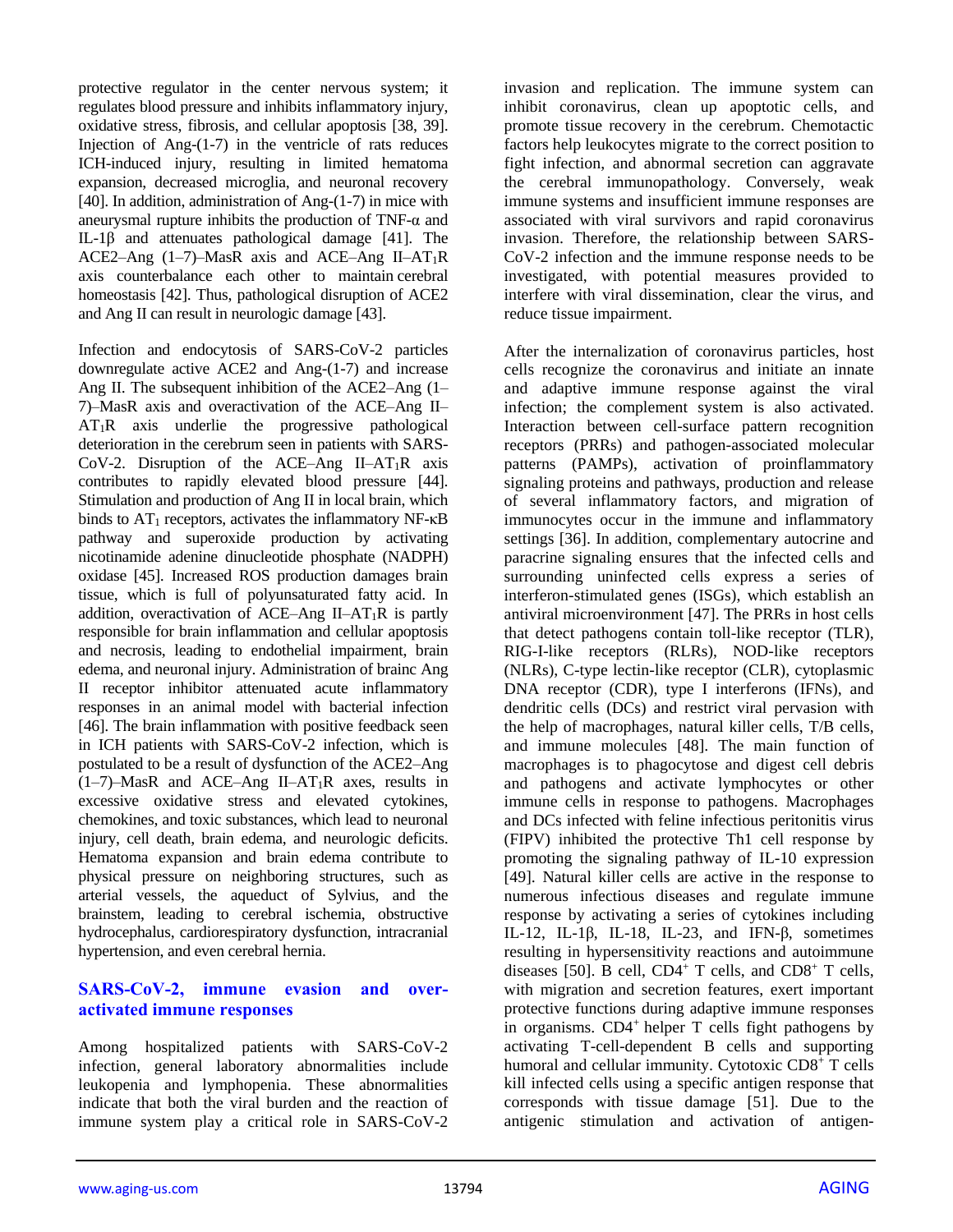protective regulator in the center nervous system; it regulates blood pressure and inhibits inflammatory injury, oxidative stress, fibrosis, and cellular apoptosis [38, 39]. Injection of Ang-(1-7) in the ventricle of rats reduces ICH-induced injury, resulting in limited hematoma expansion, decreased microglia, and neuronal recovery [40]. In addition, administration of Ang-(1-7) in mice with aneurysmal rupture inhibits the production of TNF-α and IL-1β and attenuates pathological damage [41]. The ACE2–Ang (1–7)–MasR axis and ACE–Ang II–$AT_1R$ axis counterbalance each other to maintain cerebral homeostasis [42]. Thus, pathological disruption of ACE2 and Ang II can result in neurologic damage [43].

Infection and endocytosis of SARS-CoV-2 particles downregulate active ACE2 and Ang-(1-7) and increase Ang II. The subsequent inhibition of the ACE2–Ang (1–7)–MasR axis and overactivation of the ACE–Ang II–$AT_1R$ axis underlie the progressive pathological deterioration in the cerebrum seen in patients with SARS-CoV-2. Disruption of the ACE–Ang II–$AT_1R$ axis contributes to rapidly elevated blood pressure [44]. Stimulation and production of Ang II in local brain, which binds to $AT_1$ receptors, activates the inflammatory NF-κB pathway and superoxide production by activating nicotinamide adenine dinucleotide phosphate (NADPH) oxidase [45]. Increased ROS production damages brain tissue, which is full of polyunsaturated fatty acid. In addition, overactivation of ACE–Ang II–$AT_1R$ is partly responsible for brain inflammation and cellular apoptosis and necrosis, leading to endothelial impairment, brain edema, and neuronal injury. Administration of brainc Ang II receptor inhibitor attenuated acute inflammatory responses in an animal model with bacterial infection [46]. The brain inflammation with positive feedback seen in ICH patients with SARS-CoV-2 infection, which is postulated to be a result of dysfunction of the ACE2–Ang (1–7)–MasR and ACE–Ang II–$AT_1R$ axes, results in excessive oxidative stress and elevated cytokines, chemokines, and toxic substances, which lead to neuronal injury, cell death, brain edema, and neurologic deficits. Hematoma expansion and brain edema contribute to physical pressure on neighboring structures, such as arterial vessels, the aqueduct of Sylvius, and the brainstem, leading to cerebral ischemia, obstructive hydrocephalus, cardiorespiratory dysfunction, intracranial hypertension, and even cerebral hernia.

## SARS-CoV-2, immune evasion and over-activated immune responses

Among hospitalized patients with SARS-CoV-2 infection, general laboratory abnormalities include leukopenia and lymphopenia. These abnormalities indicate that both the viral burden and the reaction of immune system play a critical role in SARS-CoV-2 invasion and replication. The immune system can inhibit coronavirus, clean up apoptotic cells, and promote tissue recovery in the cerebrum. Chemotactic factors help leukocytes migrate to the correct position to fight infection, and abnormal secretion can aggravate the cerebral immunopathology. Conversely, weak immune systems and insufficient immune responses are associated with viral survivors and rapid coronavirus invasion. Therefore, the relationship between SARS-CoV-2 infection and the immune response needs to be investigated, with potential measures provided to interfere with viral dissemination, clear the virus, and reduce tissue impairment.

After the internalization of coronavirus particles, host cells recognize the coronavirus and initiate an innate and adaptive immune response against the viral infection; the complement system is also activated. Interaction between cell-surface pattern recognition receptors (PRRs) and pathogen-associated molecular patterns (PAMPs), activation of proinflammatory signaling proteins and pathways, production and release of several inflammatory factors, and migration of immunocytes occur in the immune and inflammatory settings [36]. In addition, complementary autocrine and paracrine signaling ensures that the infected cells and surrounding uninfected cells express a series of interferon-stimulated genes (ISGs), which establish an antiviral microenvironment [47]. The PRRs in host cells that detect pathogens contain toll-like receptor (TLR), RIG-I-like receptors (RLRs), NOD-like receptors (NLRs), C-type lectin-like receptor (CLR), cytoplasmic DNA receptor (CDR), type I interferons (IFNs), and dendritic cells (DCs) and restrict viral pervasion with the help of macrophages, natural killer cells, T/B cells, and immune molecules [48]. The main function of macrophages is to phagocytose and digest cell debris and pathogens and activate lymphocytes or other immune cells in response to pathogens. Macrophages and DCs infected with feline infectious peritonitis virus (FIPV) inhibited the protective Th1 cell response by promoting the signaling pathway of IL-10 expression [49]. Natural killer cells are active in the response to numerous infectious diseases and regulate immune response by activating a series of cytokines including IL-12, IL-1β, IL-18, IL-23, and IFN-β, sometimes resulting in hypersensitivity reactions and autoimmune diseases [50]. B cell, $CD4^+$ T cells, and $CD8^+$ T cells, with migration and secretion features, exert important protective functions during adaptive immune responses in organisms. $CD4^+$ helper T cells fight pathogens by activating T-cell-dependent B cells and supporting humoral and cellular immunity. Cytotoxic $CD8^+$ T cells kill infected cells using a specific antigen response that corresponds with tissue damage [51]. Due to the antigenic stimulation and activation of antigen-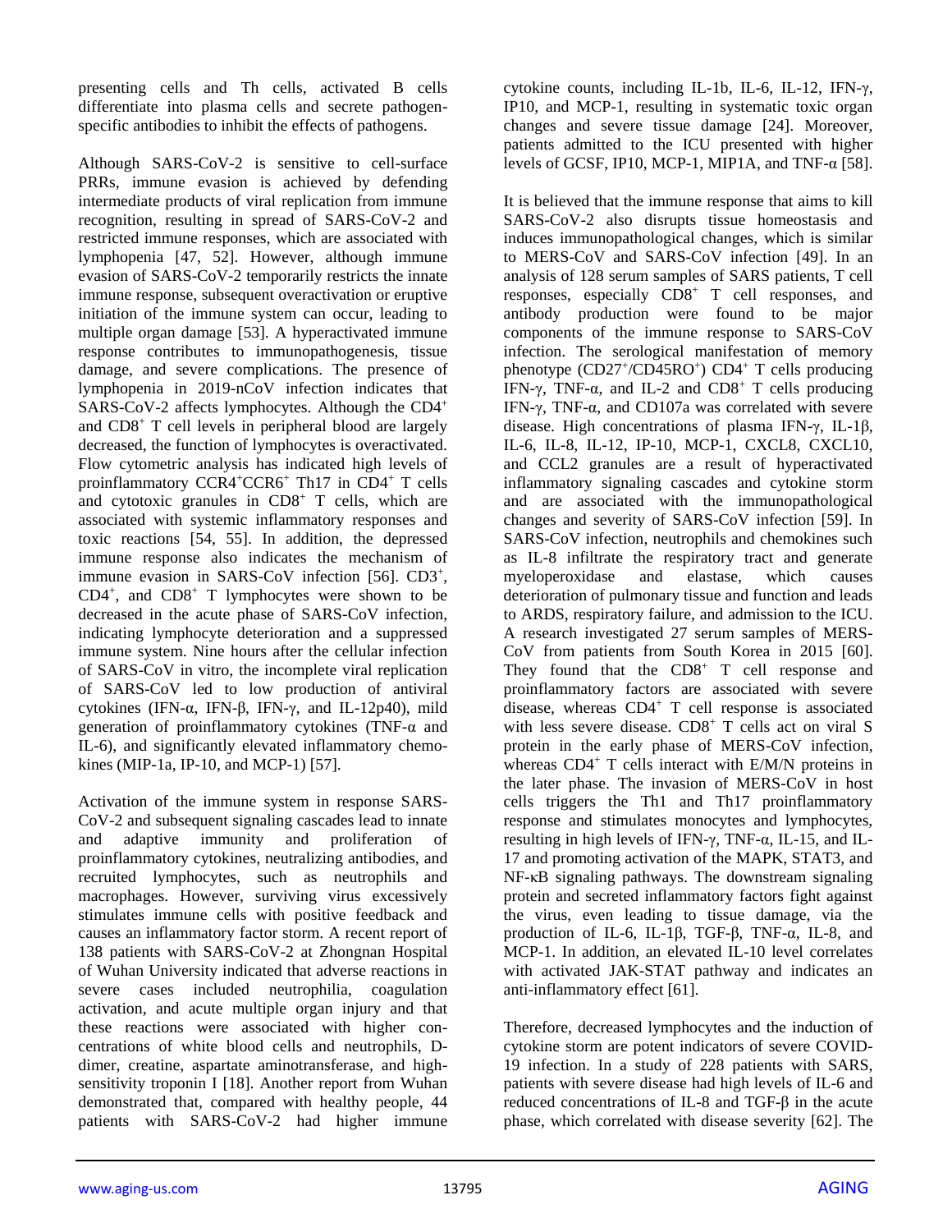presenting cells and Th cells, activated B cells differentiate into plasma cells and secrete pathogen-specific antibodies to inhibit the effects of pathogens.

Although SARS-CoV-2 is sensitive to cell-surface PRRs, immune evasion is achieved by defending intermediate products of viral replication from immune recognition, resulting in spread of SARS-CoV-2 and restricted immune responses, which are associated with lymphopenia [47, 52]. However, although immune evasion of SARS-CoV-2 temporarily restricts the innate immune response, subsequent overactivation or eruptive initiation of the immune system can occur, leading to multiple organ damage [53]. A hyperactivated immune response contributes to immunopathogenesis, tissue damage, and severe complications. The presence of lymphopenia in 2019-nCoV infection indicates that SARS-CoV-2 affects lymphocytes. Although the $CD4^+$ and $CD8^+$ T cell levels in peripheral blood are largely decreased, the function of lymphocytes is overactivated. Flow cytometric analysis has indicated high levels of proinflammatory $CCR4^+CCR6^+$ Th17 in $CD4^+$ T cells and cytotoxic granules in $CD8^+$ T cells, which are associated with systemic inflammatory responses and toxic reactions [54, 55]. In addition, the depressed immune response also indicates the mechanism of immune evasion in SARS-CoV infection [56]. $CD3^+$, $CD4^+$, and $CD8^+$ T lymphocytes were shown to be decreased in the acute phase of SARS-CoV infection, indicating lymphocyte deterioration and a suppressed immune system. Nine hours after the cellular infection of SARS-CoV in vitro, the incomplete viral replication of SARS-CoV led to low production of antiviral cytokines (IFN-α, IFN-β, IFN-γ, and IL-12p40), mild generation of proinflammatory cytokines (TNF-α and IL-6), and significantly elevated inflammatory chemokines (MIP-1a, IP-10, and MCP-1) [57].

Activation of the immune system in response SARS-CoV-2 and subsequent signaling cascades lead to innate and adaptive immunity and proliferation of proinflammatory cytokines, neutralizing antibodies, and recruited lymphocytes, such as neutrophils and macrophages. However, surviving virus excessively stimulates immune cells with positive feedback and causes an inflammatory factor storm. A recent report of 138 patients with SARS-CoV-2 at Zhongnan Hospital of Wuhan University indicated that adverse reactions in severe cases included neutrophilia, coagulation activation, and acute multiple organ injury and that these reactions were associated with higher concentrations of white blood cells and neutrophils, D-dimer, creatine, aspartate aminotransferase, and high-sensitivity troponin I [18]. Another report from Wuhan demonstrated that, compared with healthy people, 44 patients with SARS-CoV-2 had higher immune cytokine counts, including IL-1b, IL-6, IL-12, IFN-γ, IP10, and MCP-1, resulting in systematic toxic organ changes and severe tissue damage [24]. Moreover, patients admitted to the ICU presented with higher levels of GCSF, IP10, MCP-1, MIP1A, and TNF-α [58].

It is believed that the immune response that aims to kill SARS-CoV-2 also disrupts tissue homeostasis and induces immunopathological changes, which is similar to MERS-CoV and SARS-CoV infection [49]. In an analysis of 128 serum samples of SARS patients, T cell responses, especially $CD8^+$ T cell responses, and antibody production were found to be major components of the immune response to SARS-CoV infection. The serological manifestation of memory phenotype ($CD27^+/CD45RO^+$) $CD4^+$ T cells producing IFN-γ, TNF-α, and IL-2 and $CD8^+$ T cells producing IFN-γ, TNF-α, and CD107a was correlated with severe disease. High concentrations of plasma IFN-γ, IL-1β, IL-6, IL-8, IL-12, IP-10, MCP-1, CXCL8, CXCL10, and CCL2 granules are a result of hyperactivated inflammatory signaling cascades and cytokine storm and are associated with the immunopathological changes and severity of SARS-CoV infection [59]. In SARS-CoV infection, neutrophils and chemokines such as IL-8 infiltrate the respiratory tract and generate myeloperoxidase and elastase, which causes deterioration of pulmonary tissue and function and leads to ARDS, respiratory failure, and admission to the ICU. A research investigated 27 serum samples of MERS-CoV from patients from South Korea in 2015 [60]. They found that the $CD8^+$ T cell response and proinflammatory factors are associated with severe disease, whereas $CD4^+$ T cell response is associated with less severe disease. $CD8^+$ T cells act on viral S protein in the early phase of MERS-CoV infection, whereas $CD4^+$ T cells interact with E/M/N proteins in the later phase. The invasion of MERS-CoV in host cells triggers the Th1 and Th17 proinflammatory response and stimulates monocytes and lymphocytes, resulting in high levels of IFN-γ, TNF-α, IL-15, and IL-17 and promoting activation of the MAPK, STAT3, and NF-κB signaling pathways. The downstream signaling protein and secreted inflammatory factors fight against the virus, even leading to tissue damage, via the production of IL-6, IL-1β, TGF-β, TNF-α, IL-8, and MCP-1. In addition, an elevated IL-10 level correlates with activated JAK-STAT pathway and indicates an anti-inflammatory effect [61].

Therefore, decreased lymphocytes and the induction of cytokine storm are potent indicators of severe COVID-19 infection. In a study of 228 patients with SARS, patients with severe disease had high levels of IL-6 and reduced concentrations of IL-8 and TGF-β in the acute phase, which correlated with disease severity [62]. The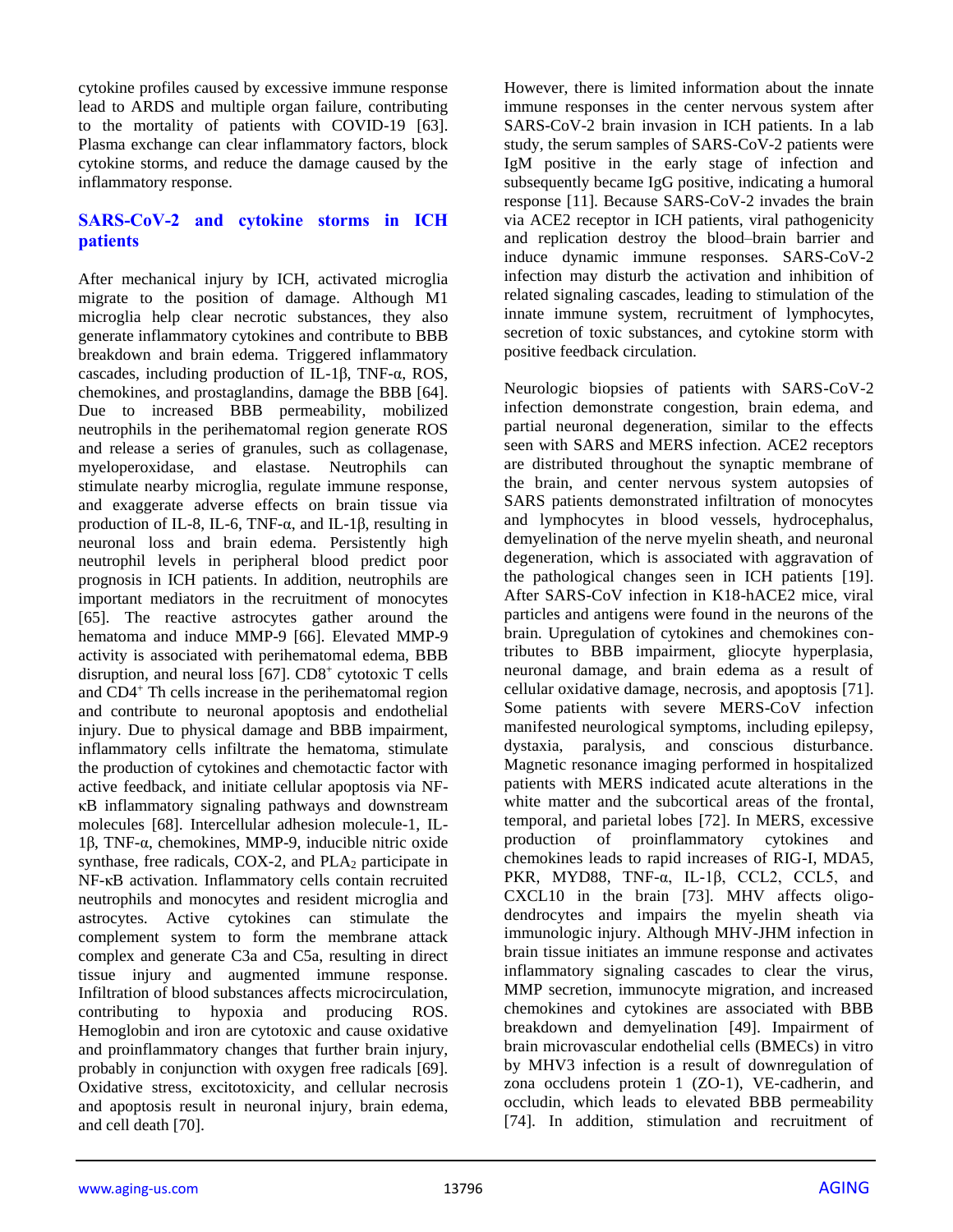cytokine profiles caused by excessive immune response lead to ARDS and multiple organ failure, contributing to the mortality of patients with COVID-19 [63]. Plasma exchange can clear inflammatory factors, block cytokine storms, and reduce the damage caused by the inflammatory response.

## SARS-CoV-2 and cytokine storms in ICH patients

After mechanical injury by ICH, activated microglia migrate to the position of damage. Although M1 microglia help clear necrotic substances, they also generate inflammatory cytokines and contribute to BBB breakdown and brain edema. Triggered inflammatory cascades, including production of IL-1β, TNF-α, ROS, chemokines, and prostaglandins, damage the BBB [64]. Due to increased BBB permeability, mobilized neutrophils in the perihematomal region generate ROS and release a series of granules, such as collagenase, myeloperoxidase, and elastase. Neutrophils can stimulate nearby microglia, regulate immune response, and exaggerate adverse effects on brain tissue via production of IL-8, IL-6, TNF-α, and IL-1β, resulting in neuronal loss and brain edema. Persistently high neutrophil levels in peripheral blood predict poor prognosis in ICH patients. In addition, neutrophils are important mediators in the recruitment of monocytes [65]. The reactive astrocytes gather around the hematoma and induce MMP-9 [66]. Elevated MMP-9 activity is associated with perihematomal edema, BBB disruption, and neural loss [67]. $CD8^+$ cytotoxic T cells and $CD4^+$ Th cells increase in the perihematomal region and contribute to neuronal apoptosis and endothelial injury. Due to physical damage and BBB impairment, inflammatory cells infiltrate the hematoma, stimulate the production of cytokines and chemotactic factor with active feedback, and initiate cellular apoptosis via NF-κB inflammatory signaling pathways and downstream molecules [68]. Intercellular adhesion molecule-1, IL-1β, TNF-α, chemokines, MMP-9, inducible nitric oxide synthase, free radicals, COX-2, and $PLA_2$ participate in NF-κB activation. Inflammatory cells contain recruited neutrophils and monocytes and resident microglia and astrocytes. Active cytokines can stimulate the complement system to form the membrane attack complex and generate C3a and C5a, resulting in direct tissue injury and augmented immune response. Infiltration of blood substances affects microcirculation, contributing to hypoxia and producing ROS. Hemoglobin and iron are cytotoxic and cause oxidative and proinflammatory changes that further brain injury, probably in conjunction with oxygen free radicals [69]. Oxidative stress, excitotoxicity, and cellular necrosis and apoptosis result in neuronal injury, brain edema, and cell death [70].

However, there is limited information about the innate immune responses in the center nervous system after SARS-CoV-2 brain invasion in ICH patients. In a lab study, the serum samples of SARS-CoV-2 patients were IgM positive in the early stage of infection and subsequently became IgG positive, indicating a humoral response [11]. Because SARS-CoV-2 invades the brain via ACE2 receptor in ICH patients, viral pathogenicity and replication destroy the blood–brain barrier and induce dynamic immune responses. SARS-CoV-2 infection may disturb the activation and inhibition of related signaling cascades, leading to stimulation of the innate immune system, recruitment of lymphocytes, secretion of toxic substances, and cytokine storm with positive feedback circulation.

Neurologic biopsies of patients with SARS-CoV-2 infection demonstrate congestion, brain edema, and partial neuronal degeneration, similar to the effects seen with SARS and MERS infection. ACE2 receptors are distributed throughout the synaptic membrane of the brain, and center nervous system autopsies of SARS patients demonstrated infiltration of monocytes and lymphocytes in blood vessels, hydrocephalus, demyelination of the nerve myelin sheath, and neuronal degeneration, which is associated with aggravation of the pathological changes seen in ICH patients [19]. After SARS-CoV infection in K18-hACE2 mice, viral particles and antigens were found in the neurons of the brain. Upregulation of cytokines and chemokines contributes to BBB impairment, gliocyte hyperplasia, neuronal damage, and brain edema as a result of cellular oxidative damage, necrosis, and apoptosis [71]. Some patients with severe MERS-CoV infection manifested neurological symptoms, including epilepsy, dystaxia, paralysis, and conscious disturbance. Magnetic resonance imaging performed in hospitalized patients with MERS indicated acute alterations in the white matter and the subcortical areas of the frontal, temporal, and parietal lobes [72]. In MERS, excessive production of proinflammatory cytokines and chemokines leads to rapid increases of RIG-I, MDA5, PKR, MYD88, TNF-α, IL-1β, CCL2, CCL5, and CXCL10 in the brain [73]. MHV affects oligodendrocytes and impairs the myelin sheath via immunologic injury. Although MHV-JHM infection in brain tissue initiates an immune response and activates inflammatory signaling cascades to clear the virus, MMP secretion, immunocyte migration, and increased chemokines and cytokines are associated with BBB breakdown and demyelination [49]. Impairment of brain microvascular endothelial cells (BMECs) in vitro by MHV3 infection is a result of downregulation of zona occludens protein 1 (ZO-1), VE-cadherin, and occludin, which leads to elevated BBB permeability [74]. In addition, stimulation and recruitment of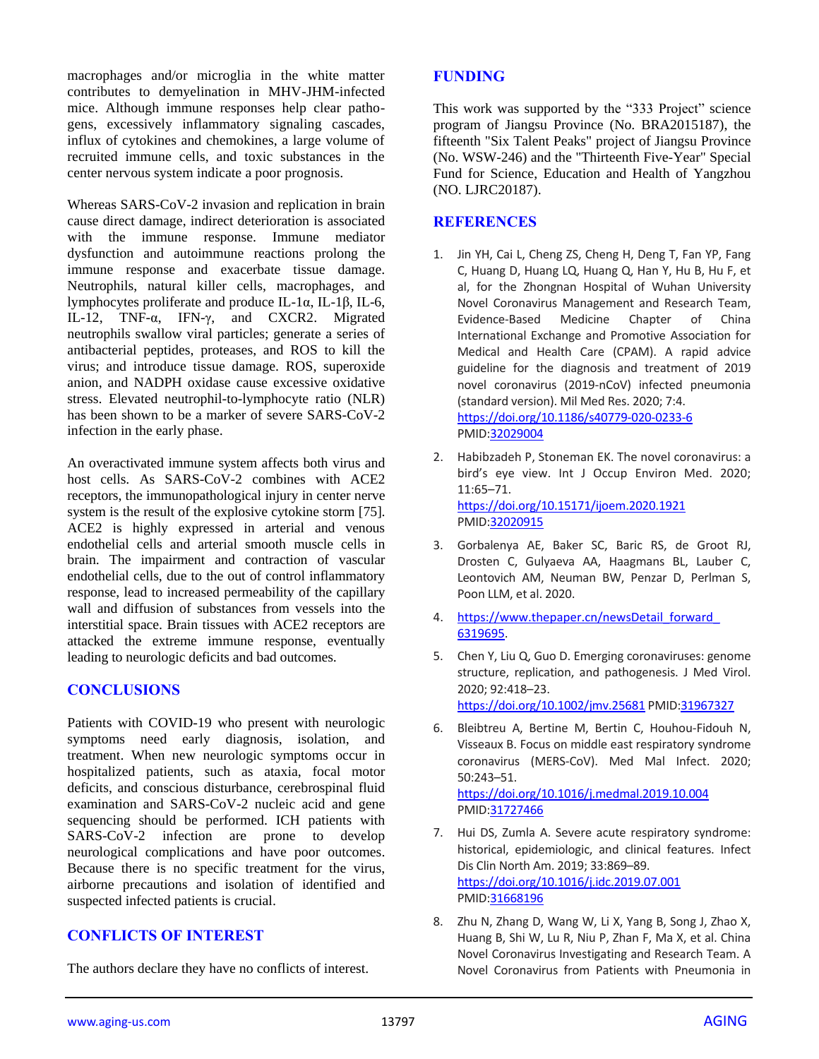macrophages and/or microglia in the white matter contributes to demyelination in MHV-JHM-infected mice. Although immune responses help clear pathogens, excessively inflammatory signaling cascades, influx of cytokines and chemokines, a large volume of recruited immune cells, and toxic substances in the center nervous system indicate a poor prognosis.

Whereas SARS-CoV-2 invasion and replication in brain cause direct damage, indirect deterioration is associated with the immune response. Immune mediator dysfunction and autoimmune reactions prolong the immune response and exacerbate tissue damage. Neutrophils, natural killer cells, macrophages, and lymphocytes proliferate and produce IL-1α, IL-1β, IL-6, IL-12, TNF-α, IFN-γ, and CXCR2. Migrated neutrophils swallow viral particles; generate a series of antibacterial peptides, proteases, and ROS to kill the virus; and introduce tissue damage. ROS, superoxide anion, and NADPH oxidase cause excessive oxidative stress. Elevated neutrophil-to-lymphocyte ratio (NLR) has been shown to be a marker of severe SARS-CoV-2 infection in the early phase.

An overactivated immune system affects both virus and host cells. As SARS-CoV-2 combines with ACE2 receptors, the immunopathological injury in center nerve system is the result of the explosive cytokine storm [75]. ACE2 is highly expressed in arterial and venous endothelial cells and arterial smooth muscle cells in brain. The impairment and contraction of vascular endothelial cells, due to the out of control inflammatory response, lead to increased permeability of the capillary wall and diffusion of substances from vessels into the interstitial space. Brain tissues with ACE2 receptors are attacked the extreme immune response, eventually leading to neurologic deficits and bad outcomes.

## CONCLUSIONS

Patients with COVID-19 who present with neurologic symptoms need early diagnosis, isolation, and treatment. When new neurologic symptoms occur in hospitalized patients, such as ataxia, focal motor deficits, and conscious disturbance, cerebrospinal fluid examination and SARS-CoV-2 nucleic acid and gene sequencing should be performed. ICH patients with SARS-CoV-2 infection are prone to develop neurological complications and have poor outcomes. Because there is no specific treatment for the virus, airborne precautions and isolation of identified and suspected infected patients is crucial.

## CONFLICTS OF INTEREST

The authors declare they have no conflicts of interest.

## FUNDING

This work was supported by the "333 Project" science program of Jiangsu Province (No. BRA2015187), the fifteenth "Six Talent Peaks" project of Jiangsu Province (No. WSW-246) and the "Thirteenth Five-Year" Special Fund for Science, Education and Health of Yangzhou (NO. LJRC20187).

## REFERENCES

1. Jin YH, Cai L, Cheng ZS, Cheng H, Deng T, Fan YP, Fang C, Huang D, Huang LQ, Huang Q, Han Y, Hu B, Hu F, et al, for the Zhongnan Hospital of Wuhan University Novel Coronavirus Management and Research Team, Evidence-Based Medicine Chapter of China International Exchange and Promotive Association for Medical and Health Care (CPAM). A rapid advice guideline for the diagnosis and treatment of 2019 novel coronavirus (2019-nCoV) infected pneumonia (standard version). Mil Med Res. 2020; 7:4. https://doi.org/10.1186/s40779-020-0233-6 PMID:32029004

2. Habibzadeh P, Stoneman EK. The novel coronavirus: a bird's eye view. Int J Occup Environ Med. 2020; 11:65–71. https://doi.org/10.15171/ijoem.2020.1921 PMID:32020915

3. Gorbalenya AE, Baker SC, Baric RS, de Groot RJ, Drosten C, Gulyaeva AA, Haagmans BL, Lauber C, Leontovich AM, Neuman BW, Penzar D, Perlman S, Poon LLM, et al. 2020.

4. https://www.thepaper.cn/newsDetail_forward_6319695.

5. Chen Y, Liu Q, Guo D. Emerging coronaviruses: genome structure, replication, and pathogenesis. J Med Virol. 2020; 92:418–23. https://doi.org/10.1002/jmv.25681 PMID:31967327

6. Bleibtreu A, Bertine M, Bertin C, Houhou-Fidouh N, Visseaux B. Focus on middle east respiratory syndrome coronavirus (MERS-CoV). Med Mal Infect. 2020; 50:243–51. https://doi.org/10.1016/j.medmal.2019.10.004 PMID:31727466

7. Hui DS, Zumla A. Severe acute respiratory syndrome: historical, epidemiologic, and clinical features. Infect Dis Clin North Am. 2019; 33:869–89. https://doi.org/10.1016/j.idc.2019.07.001 PMID:31668196

8. Zhu N, Zhang D, Wang W, Li X, Yang B, Song J, Zhao X, Huang B, Shi W, Lu R, Niu P, Zhan F, Ma X, et al. China Novel Coronavirus Investigating and Research Team. A Novel Coronavirus from Patients with Pneumonia in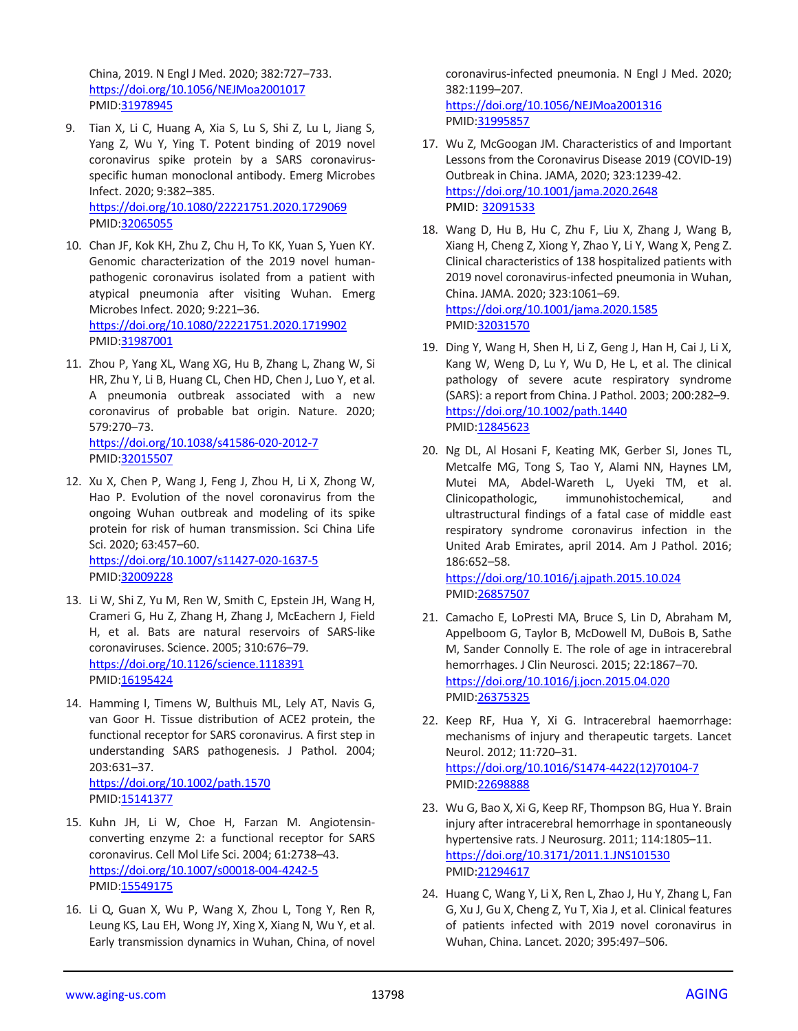China, 2019. N Engl J Med. 2020; 382:727–733. https://doi.org/10.1056/NEJMoa2001017 PMID:31978945

9. Tian X, Li C, Huang A, Xia S, Lu S, Shi Z, Lu L, Jiang S, Yang Z, Wu Y, Ying T. Potent binding of 2019 novel coronavirus spike protein by a SARS coronavirus-specific human monoclonal antibody. Emerg Microbes Infect. 2020; 9:382–385. https://doi.org/10.1080/22221751.2020.1729069 PMID:32065055

10. Chan JF, Kok KH, Zhu Z, Chu H, To KK, Yuan S, Yuen KY. Genomic characterization of the 2019 novel human-pathogenic coronavirus isolated from a patient with atypical pneumonia after visiting Wuhan. Emerg Microbes Infect. 2020; 9:221–36. https://doi.org/10.1080/22221751.2020.1719902 PMID:31987001

11. Zhou P, Yang XL, Wang XG, Hu B, Zhang L, Zhang W, Si HR, Zhu Y, Li B, Huang CL, Chen HD, Chen J, Luo Y, et al. A pneumonia outbreak associated with a new coronavirus of probable bat origin. Nature. 2020; 579:270–73. https://doi.org/10.1038/s41586-020-2012-7 PMID:32015507

12. Xu X, Chen P, Wang J, Feng J, Zhou H, Li X, Zhong W, Hao P. Evolution of the novel coronavirus from the ongoing Wuhan outbreak and modeling of its spike protein for risk of human transmission. Sci China Life Sci. 2020; 63:457–60. https://doi.org/10.1007/s11427-020-1637-5 PMID:32009228

13. Li W, Shi Z, Yu M, Ren W, Smith C, Epstein JH, Wang H, Crameri G, Hu Z, Zhang H, Zhang J, McEachern J, Field H, et al. Bats are natural reservoirs of SARS-like coronaviruses. Science. 2005; 310:676–79. https://doi.org/10.1126/science.1118391 PMID:16195424

14. Hamming I, Timens W, Bulthuis ML, Lely AT, Navis G, van Goor H. Tissue distribution of ACE2 protein, the functional receptor for SARS coronavirus. A first step in understanding SARS pathogenesis. J Pathol. 2004; 203:631–37. https://doi.org/10.1002/path.1570 PMID:15141377

15. Kuhn JH, Li W, Choe H, Farzan M. Angiotensin-converting enzyme 2: a functional receptor for SARS coronavirus. Cell Mol Life Sci. 2004; 61:2738–43. https://doi.org/10.1007/s00018-004-4242-5 PMID:15549175

16. Li Q, Guan X, Wu P, Wang X, Zhou L, Tong Y, Ren R, Leung KS, Lau EH, Wong JY, Xing X, Xiang N, Wu Y, et al. Early transmission dynamics in Wuhan, China, of novel coronavirus-infected pneumonia. N Engl J Med. 2020; 382:1199–207. https://doi.org/10.1056/NEJMoa2001316 PMID:31995857

17. Wu Z, McGoogan JM. Characteristics of and Important Lessons from the Coronavirus Disease 2019 (COVID-19) Outbreak in China. JAMA, 2020; 323:1239-42. https://doi.org/10.1001/jama.2020.2648 PMID: 32091533

18. Wang D, Hu B, Hu C, Zhu F, Liu X, Zhang J, Wang B, Xiang H, Cheng Z, Xiong Y, Zhao Y, Li Y, Wang X, Peng Z. Clinical characteristics of 138 hospitalized patients with 2019 novel coronavirus-infected pneumonia in Wuhan, China. JAMA. 2020; 323:1061–69. https://doi.org/10.1001/jama.2020.1585 PMID:32031570

19. Ding Y, Wang H, Shen H, Li Z, Geng J, Han H, Cai J, Li X, Kang W, Weng D, Lu Y, Wu D, He L, et al. The clinical pathology of severe acute respiratory syndrome (SARS): a report from China. J Pathol. 2003; 200:282–9. https://doi.org/10.1002/path.1440 PMID:12845623

20. Ng DL, Al Hosani F, Keating MK, Gerber SI, Jones TL, Metcalfe MG, Tong S, Tao Y, Alami NN, Haynes LM, Mutei MA, Abdel-Wareth L, Uyeki TM, et al. Clinicopathologic, immunohistochemical, and ultrastructural findings of a fatal case of middle east respiratory syndrome coronavirus infection in the United Arab Emirates, april 2014. Am J Pathol. 2016; 186:652–58. https://doi.org/10.1016/j.ajpath.2015.10.024 PMID:26857507

21. Camacho E, LoPresti MA, Bruce S, Lin D, Abraham M, Appelboom G, Taylor B, McDowell M, DuBois B, Sathe M, Sander Connolly E. The role of age in intracerebral hemorrhages. J Clin Neurosci. 2015; 22:1867–70. https://doi.org/10.1016/j.jocn.2015.04.020 PMID:26375325

22. Keep RF, Hua Y, Xi G. Intracerebral haemorrhage: mechanisms of injury and therapeutic targets. Lancet Neurol. 2012; 11:720–31. https://doi.org/10.1016/S1474-4422(12)70104-7 PMID:22698888

23. Wu G, Bao X, Xi G, Keep RF, Thompson BG, Hua Y. Brain injury after intracerebral hemorrhage in spontaneously hypertensive rats. J Neurosurg. 2011; 114:1805–11. https://doi.org/10.3171/2011.1.JNS101530 PMID:21294617

24. Huang C, Wang Y, Li X, Ren L, Zhao J, Hu Y, Zhang L, Fan G, Xu J, Gu X, Cheng Z, Yu T, Xia J, et al. Clinical features of patients infected with 2019 novel coronavirus in Wuhan, China. Lancet. 2020; 395:497–506.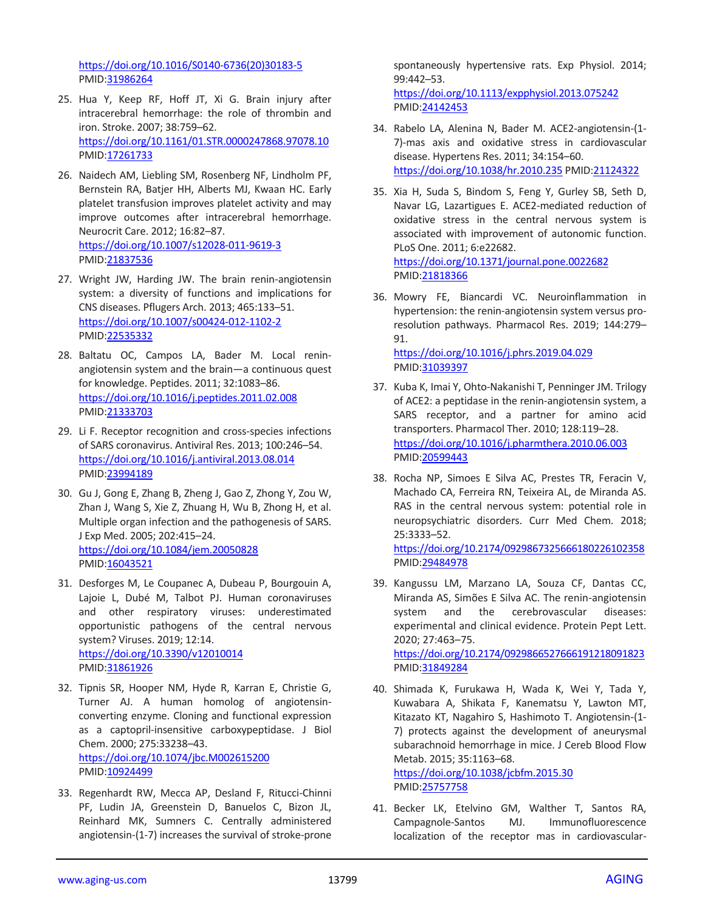https://doi.org/10.1016/S0140-6736(20)30183-5 PMID:31986264

25. Hua Y, Keep RF, Hoff JT, Xi G. Brain injury after intracerebral hemorrhage: the role of thrombin and iron. Stroke. 2007; 38:759–62. https://doi.org/10.1161/01.STR.0000247868.97078.10 PMID:17261733

26. Naidech AM, Liebling SM, Rosenberg NF, Lindholm PF, Bernstein RA, Batjer HH, Alberts MJ, Kwaan HC. Early platelet transfusion improves platelet activity and may improve outcomes after intracerebral hemorrhage. Neurocrit Care. 2012; 16:82–87. https://doi.org/10.1007/s12028-011-9619-3 PMID:21837536

27. Wright JW, Harding JW. The brain renin-angiotensin system: a diversity of functions and implications for CNS diseases. Pflugers Arch. 2013; 465:133–51. https://doi.org/10.1007/s00424-012-1102-2 PMID:22535332

28. Baltatu OC, Campos LA, Bader M. Local renin-angiotensin system and the brain—a continuous quest for knowledge. Peptides. 2011; 32:1083–86. https://doi.org/10.1016/j.peptides.2011.02.008 PMID:21333703

29. Li F. Receptor recognition and cross-species infections of SARS coronavirus. Antiviral Res. 2013; 100:246–54. https://doi.org/10.1016/j.antiviral.2013.08.014 PMID:23994189

30. Gu J, Gong E, Zhang B, Zheng J, Gao Z, Zhong Y, Zou W, Zhan J, Wang S, Xie Z, Zhuang H, Wu B, Zhong H, et al. Multiple organ infection and the pathogenesis of SARS. J Exp Med. 2005; 202:415–24. https://doi.org/10.1084/jem.20050828 PMID:16043521

31. Desforges M, Le Coupanec A, Dubeau P, Bourgouin A, Lajoie L, Dubé M, Talbot PJ. Human coronaviruses and other respiratory viruses: underestimated opportunistic pathogens of the central nervous system? Viruses. 2019; 12:14. https://doi.org/10.3390/v12010014 PMID:31861926

32. Tipnis SR, Hooper NM, Hyde R, Karran E, Christie G, Turner AJ. A human homolog of angiotensin-converting enzyme. Cloning and functional expression as a captopril-insensitive carboxypeptidase. J Biol Chem. 2000; 275:33238–43. https://doi.org/10.1074/jbc.M002615200 PMID:10924499

33. Regenhardt RW, Mecca AP, Desland F, Ritucci-Chinni PF, Ludin JA, Greenstein D, Banuelos C, Bizon JL, Reinhard MK, Sumners C. Centrally administered angiotensin-(1-7) increases the survival of stroke-prone spontaneously hypertensive rats. Exp Physiol. 2014; 99:442–53. https://doi.org/10.1113/expphysiol.2013.075242 PMID:24142453

34. Rabelo LA, Alenina N, Bader M. ACE2-angiotensin-(1-7)-mas axis and oxidative stress in cardiovascular disease. Hypertens Res. 2011; 34:154–60. https://doi.org/10.1038/hr.2010.235 PMID:21124322

35. Xia H, Suda S, Bindom S, Feng Y, Gurley SB, Seth D, Navar LG, Lazartigues E. ACE2-mediated reduction of oxidative stress in the central nervous system is associated with improvement of autonomic function. PLoS One. 2011; 6:e22682. https://doi.org/10.1371/journal.pone.0022682 PMID:21818366

36. Mowry FE, Biancardi VC. Neuroinflammation in hypertension: the renin-angiotensin system versus pro-resolution pathways. Pharmacol Res. 2019; 144:279–91. https://doi.org/10.1016/j.phrs.2019.04.029 PMID:31039397

37. Kuba K, Imai Y, Ohto-Nakanishi T, Penninger JM. Trilogy of ACE2: a peptidase in the renin-angiotensin system, a SARS receptor, and a partner for amino acid transporters. Pharmacol Ther. 2010; 128:119–28. https://doi.org/10.1016/j.pharmthera.2010.06.003 PMID:20599443

38. Rocha NP, Simoes E Silva AC, Prestes TR, Feracin V, Machado CA, Ferreira RN, Teixeira AL, de Miranda AS. RAS in the central nervous system: potential role in neuropsychiatric disorders. Curr Med Chem. 2018; 25:3333–52. https://doi.org/10.2174/0929867325666180226102358 PMID:29484978

39. Kangussu LM, Marzano LA, Souza CF, Dantas CC, Miranda AS, Simões E Silva AC. The renin-angiotensin system and the cerebrovascular diseases: experimental and clinical evidence. Protein Pept Lett. 2020; 27:463–75. https://doi.org/10.2174/0929866527666191218091823 PMID:31849284

40. Shimada K, Furukawa H, Wada K, Wei Y, Tada Y, Kuwabara A, Shikata F, Kanematsu Y, Lawton MT, Kitazato KT, Nagahiro S, Hashimoto T. Angiotensin-(1-7) protects against the development of aneurysmal subarachnoid hemorrhage in mice. J Cereb Blood Flow Metab. 2015; 35:1163–68. https://doi.org/10.1038/jcbfm.2015.30 PMID:25757758

41. Becker LK, Etelvino GM, Walther T, Santos RA, Campagnole-Santos MJ. Immunofluorescence localization of the receptor mas in cardiovascular-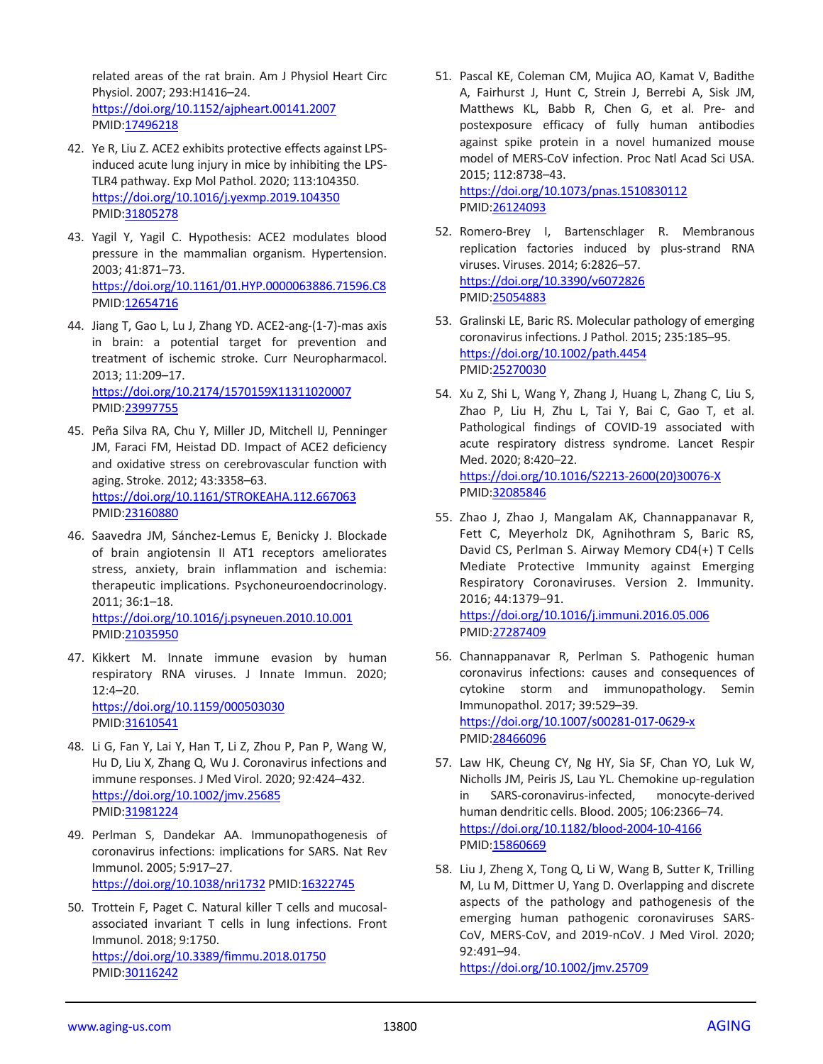related areas of the rat brain. Am J Physiol Heart Circ Physiol. 2007; 293:H1416–24.
https://doi.org/10.1152/ajpheart.00141.2007
PMID:17496218

42. Ye R, Liu Z. ACE2 exhibits protective effects against LPS-induced acute lung injury in mice by inhibiting the LPS-TLR4 pathway. Exp Mol Pathol. 2020; 113:104350.
https://doi.org/10.1016/j.yexmp.2019.104350
PMID:31805278

43. Yagil Y, Yagil C. Hypothesis: ACE2 modulates blood pressure in the mammalian organism. Hypertension. 2003; 41:871–73.
https://doi.org/10.1161/01.HYP.0000063886.71596.C8
PMID:12654716

44. Jiang T, Gao L, Lu J, Zhang YD. ACE2-ang-(1-7)-mas axis in brain: a potential target for prevention and treatment of ischemic stroke. Curr Neuropharmacol. 2013; 11:209–17.
https://doi.org/10.2174/1570159X11311020007
PMID:23997755

45. Peña Silva RA, Chu Y, Miller JD, Mitchell IJ, Penninger JM, Faraci FM, Heistad DD. Impact of ACE2 deficiency and oxidative stress on cerebrovascular function with aging. Stroke. 2012; 43:3358–63.
https://doi.org/10.1161/STROKEAHA.112.667063
PMID:23160880

46. Saavedra JM, Sánchez-Lemus E, Benicky J. Blockade of brain angiotensin II AT1 receptors ameliorates stress, anxiety, brain inflammation and ischemia: therapeutic implications. Psychoneuroendocrinology. 2011; 36:1–18.
https://doi.org/10.1016/j.psyneuen.2010.10.001
PMID:21035950

47. Kikkert M. Innate immune evasion by human respiratory RNA viruses. J Innate Immun. 2020; 12:4–20.
https://doi.org/10.1159/000503030
PMID:31610541

48. Li G, Fan Y, Lai Y, Han T, Li Z, Zhou P, Pan P, Wang W, Hu D, Liu X, Zhang Q, Wu J. Coronavirus infections and immune responses. J Med Virol. 2020; 92:424–432.
https://doi.org/10.1002/jmv.25685
PMID:31981224

49. Perlman S, Dandekar AA. Immunopathogenesis of coronavirus infections: implications for SARS. Nat Rev Immunol. 2005; 5:917–27.
https://doi.org/10.1038/nri1732 PMID:16322745

50. Trottein F, Paget C. Natural killer T cells and mucosal-associated invariant T cells in lung infections. Front Immunol. 2018; 9:1750.
https://doi.org/10.3389/fimmu.2018.01750
PMID:30116242

51. Pascal KE, Coleman CM, Mujica AO, Kamat V, Badithe A, Fairhurst J, Hunt C, Strein J, Berrebi A, Sisk JM, Matthews KL, Babb R, Chen G, et al. Pre- and postexposure efficacy of fully human antibodies against spike protein in a novel humanized mouse model of MERS-CoV infection. Proc Natl Acad Sci USA. 2015; 112:8738–43.
https://doi.org/10.1073/pnas.1510830112
PMID:26124093

52. Romero-Brey I, Bartenschlager R. Membranous replication factories induced by plus-strand RNA viruses. Viruses. 2014; 6:2826–57.
https://doi.org/10.3390/v6072826
PMID:25054883

53. Gralinski LE, Baric RS. Molecular pathology of emerging coronavirus infections. J Pathol. 2015; 235:185–95.
https://doi.org/10.1002/path.4454
PMID:25270030

54. Xu Z, Shi L, Wang Y, Zhang J, Huang L, Zhang C, Liu S, Zhao P, Liu H, Zhu L, Tai Y, Bai C, Gao T, et al. Pathological findings of COVID-19 associated with acute respiratory distress syndrome. Lancet Respir Med. 2020; 8:420–22.
https://doi.org/10.1016/S2213-2600(20)30076-X
PMID:32085846

55. Zhao J, Zhao J, Mangalam AK, Channappanavar R, Fett C, Meyerholz DK, Agnihothram S, Baric RS, David CS, Perlman S. Airway Memory CD4(+) T Cells Mediate Protective Immunity against Emerging Respiratory Coronaviruses. Version 2. Immunity. 2016; 44:1379–91.
https://doi.org/10.1016/j.immuni.2016.05.006
PMID:27287409

56. Channappanavar R, Perlman S. Pathogenic human coronavirus infections: causes and consequences of cytokine storm and immunopathology. Semin Immunopathol. 2017; 39:529–39.
https://doi.org/10.1007/s00281-017-0629-x
PMID:28466096

57. Law HK, Cheung CY, Ng HY, Sia SF, Chan YO, Luk W, Nicholls JM, Peiris JS, Lau YL. Chemokine up-regulation in SARS-coronavirus-infected, monocyte-derived human dendritic cells. Blood. 2005; 106:2366–74.
https://doi.org/10.1182/blood-2004-10-4166
PMID:15860669

58. Liu J, Zheng X, Tong Q, Li W, Wang B, Sutter K, Trilling M, Lu M, Dittmer U, Yang D. Overlapping and discrete aspects of the pathology and pathogenesis of the emerging human pathogenic coronaviruses SARS-CoV, MERS-CoV, and 2019-nCoV. J Med Virol. 2020; 92:491–94.
https://doi.org/10.1002/jmv.25709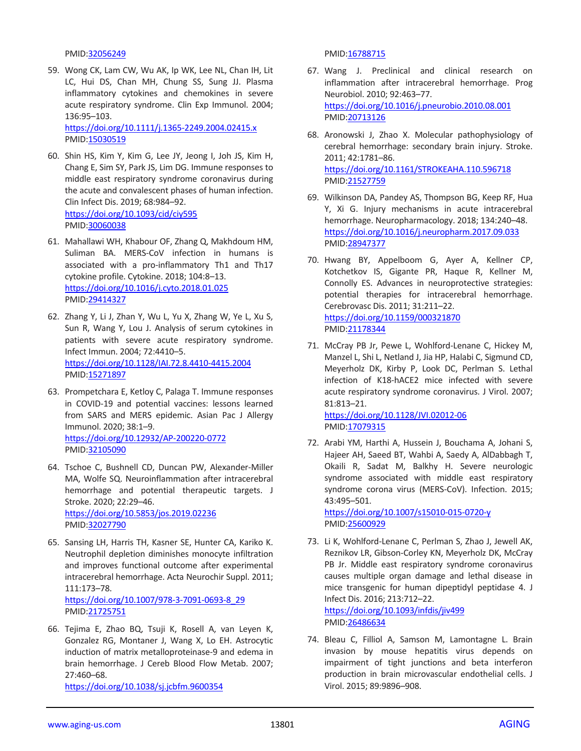PMID:32056249

59. Wong CK, Lam CW, Wu AK, Ip WK, Lee NL, Chan IH, Lit LC, Hui DS, Chan MH, Chung SS, Sung JJ. Plasma inflammatory cytokines and chemokines in severe acute respiratory syndrome. Clin Exp Immunol. 2004; 136:95–103.
https://doi.org/10.1111/j.1365-2249.2004.02415.x
PMID:15030519

60. Shin HS, Kim Y, Kim G, Lee JY, Jeong I, Joh JS, Kim H, Chang E, Sim SY, Park JS, Lim DG. Immune responses to middle east respiratory syndrome coronavirus during the acute and convalescent phases of human infection. Clin Infect Dis. 2019; 68:984–92.
https://doi.org/10.1093/cid/ciy595
PMID:30060038

61. Mahallawi WH, Khabour OF, Zhang Q, Makhdoum HM, Suliman BA. MERS-CoV infection in humans is associated with a pro-inflammatory Th1 and Th17 cytokine profile. Cytokine. 2018; 104:8–13.
https://doi.org/10.1016/j.cyto.2018.01.025
PMID:29414327

62. Zhang Y, Li J, Zhan Y, Wu L, Yu X, Zhang W, Ye L, Xu S, Sun R, Wang Y, Lou J. Analysis of serum cytokines in patients with severe acute respiratory syndrome. Infect Immun. 2004; 72:4410–5.
https://doi.org/10.1128/IAI.72.8.4410-4415.2004
PMID:15271897

63. Prompetchara E, Ketloy C, Palaga T. Immune responses in COVID-19 and potential vaccines: lessons learned from SARS and MERS epidemic. Asian Pac J Allergy Immunol. 2020; 38:1–9.
https://doi.org/10.12932/AP-200220-0772
PMID:32105090

64. Tschoe C, Bushnell CD, Duncan PW, Alexander-Miller MA, Wolfe SQ. Neuroinflammation after intracerebral hemorrhage and potential therapeutic targets. J Stroke. 2020; 22:29–46.
https://doi.org/10.5853/jos.2019.02236
PMID:32027790

65. Sansing LH, Harris TH, Kasner SE, Hunter CA, Kariko K. Neutrophil depletion diminishes monocyte infiltration and improves functional outcome after experimental intracerebral hemorrhage. Acta Neurochir Suppl. 2011; 111:173–78.
https://doi.org/10.1007/978-3-7091-0693-8_29
PMID:21725751

66. Tejima E, Zhao BQ, Tsuji K, Rosell A, van Leyen K, Gonzalez RG, Montaner J, Wang X, Lo EH. Astrocytic induction of matrix metalloproteinase-9 and edema in brain hemorrhage. J Cereb Blood Flow Metab. 2007; 27:460–68.
https://doi.org/10.1038/sj.jcbfm.9600354
PMID:16788715

67. Wang J. Preclinical and clinical research on inflammation after intracerebral hemorrhage. Prog Neurobiol. 2010; 92:463–77.
https://doi.org/10.1016/j.pneurobio.2010.08.001
PMID:20713126

68. Aronowski J, Zhao X. Molecular pathophysiology of cerebral hemorrhage: secondary brain injury. Stroke. 2011; 42:1781–86.
https://doi.org/10.1161/STROKEAHA.110.596718
PMID:21527759

69. Wilkinson DA, Pandey AS, Thompson BG, Keep RF, Hua Y, Xi G. Injury mechanisms in acute intracerebral hemorrhage. Neuropharmacology. 2018; 134:240–48.
https://doi.org/10.1016/j.neuropharm.2017.09.033
PMID:28947377

70. Hwang BY, Appelboom G, Ayer A, Kellner CP, Kotchetkov IS, Gigante PR, Haque R, Kellner M, Connolly ES. Advances in neuroprotective strategies: potential therapies for intracerebral hemorrhage. Cerebrovasc Dis. 2011; 31:211–22.
https://doi.org/10.1159/000321870
PMID:21178344

71. McCray PB Jr, Pewe L, Wohlford-Lenane C, Hickey M, Manzel L, Shi L, Netland J, Jia HP, Halabi C, Sigmund CD, Meyerholz DK, Kirby P, Look DC, Perlman S. Lethal infection of K18-hACE2 mice infected with severe acute respiratory syndrome coronavirus. J Virol. 2007; 81:813–21.
https://doi.org/10.1128/JVI.02012-06
PMID:17079315

72. Arabi YM, Harthi A, Hussein J, Bouchama A, Johani S, Hajeer AH, Saeed BT, Wahbi A, Saedy A, AlDabbagh T, Okaili R, Sadat M, Balkhy H. Severe neurologic syndrome associated with middle east respiratory syndrome corona virus (MERS-CoV). Infection. 2015; 43:495–501.
https://doi.org/10.1007/s15010-015-0720-y
PMID:25600929

73. Li K, Wohlford-Lenane C, Perlman S, Zhao J, Jewell AK, Reznikov LR, Gibson-Corley KN, Meyerholz DK, McCray PB Jr. Middle east respiratory syndrome coronavirus causes multiple organ damage and lethal disease in mice transgenic for human dipeptidyl peptidase 4. J Infect Dis. 2016; 213:712–22.
https://doi.org/10.1093/infdis/jiv499
PMID:26486634

74. Bleau C, Filliol A, Samson M, Lamontagne L. Brain invasion by mouse hepatitis virus depends on impairment of tight junctions and beta interferon production in brain microvascular endothelial cells. J Virol. 2015; 89:9896–908.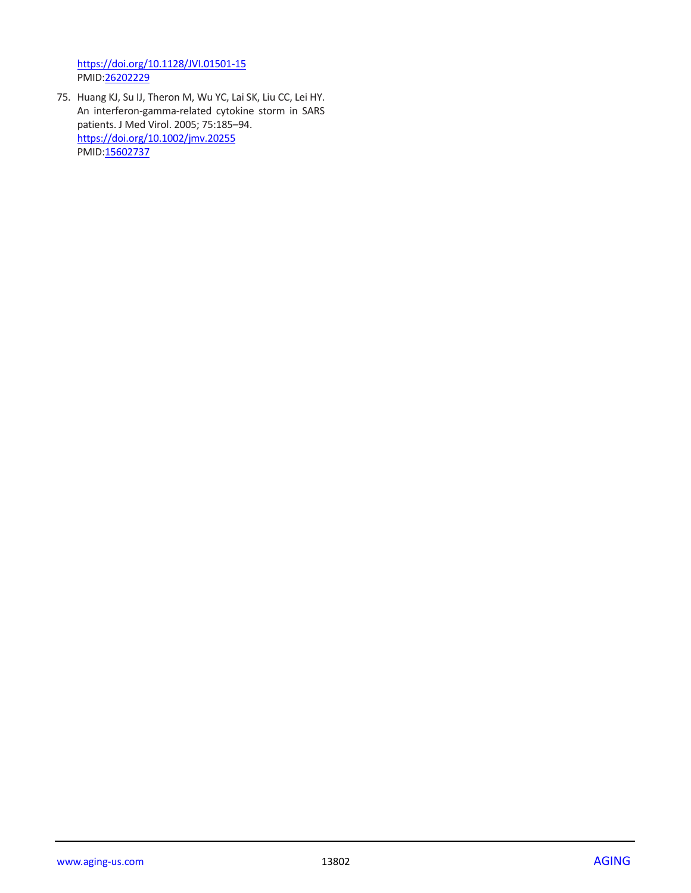https://doi.org/10.1128/JVI.01501-15
PMID:26202229

75. Huang KJ, Su IJ, Theron M, Wu YC, Lai SK, Liu CC, Lei HY. An interferon-gamma-related cytokine storm in SARS patients. J Med Virol. 2005; 75:185–94.
https://doi.org/10.1002/jmv.20255
PMID:15602737